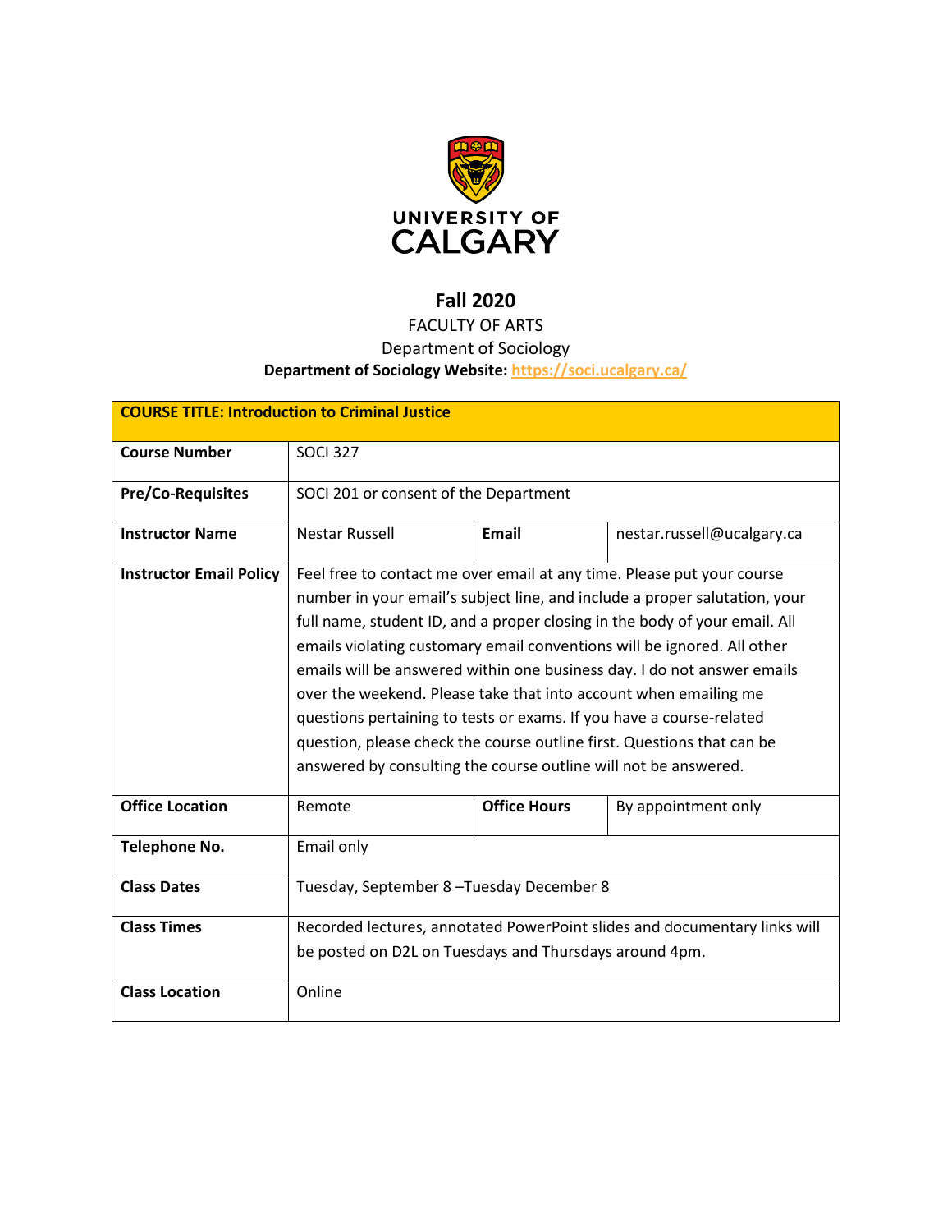**UNIVERSITY OF CALGARY**

# Fall 2020

FACULTY OF ARTS

Department of Sociology

**Department of Sociology Website:** https://soci.ucalgary.ca/

| **COURSE TITLE: Introduction to Criminal Justice** | | | |
|---|---|---|---|
| **Course Number** | SOCI 327 | | |
| **Pre/Co-Requisites** | SOCI 201 or consent of the Department | | |
| **Instructor Name** | Nestar Russell | **Email** | nestar.russell@ucalgary.ca |
| **Instructor Email Policy** | Feel free to contact me over email at any time. Please put your course number in your email's subject line, and include a proper salutation, your full name, student ID, and a proper closing in the body of your email. All emails violating customary email conventions will be ignored. All other emails will be answered within one business day. I do not answer emails over the weekend. Please take that into account when emailing me questions pertaining to tests or exams. If you have a course-related question, please check the course outline first. Questions that can be answered by consulting the course outline will not be answered. | | |
| **Office Location** | Remote | **Office Hours** | By appointment only |
| **Telephone No.** | Email only | | |
| **Class Dates** | Tuesday, September 8 –Tuesday December 8 | | |
| **Class Times** | Recorded lectures, annotated PowerPoint slides and documentary links will be posted on D2L on Tuesdays and Thursdays around 4pm. | | |
| **Class Location** | Online | | |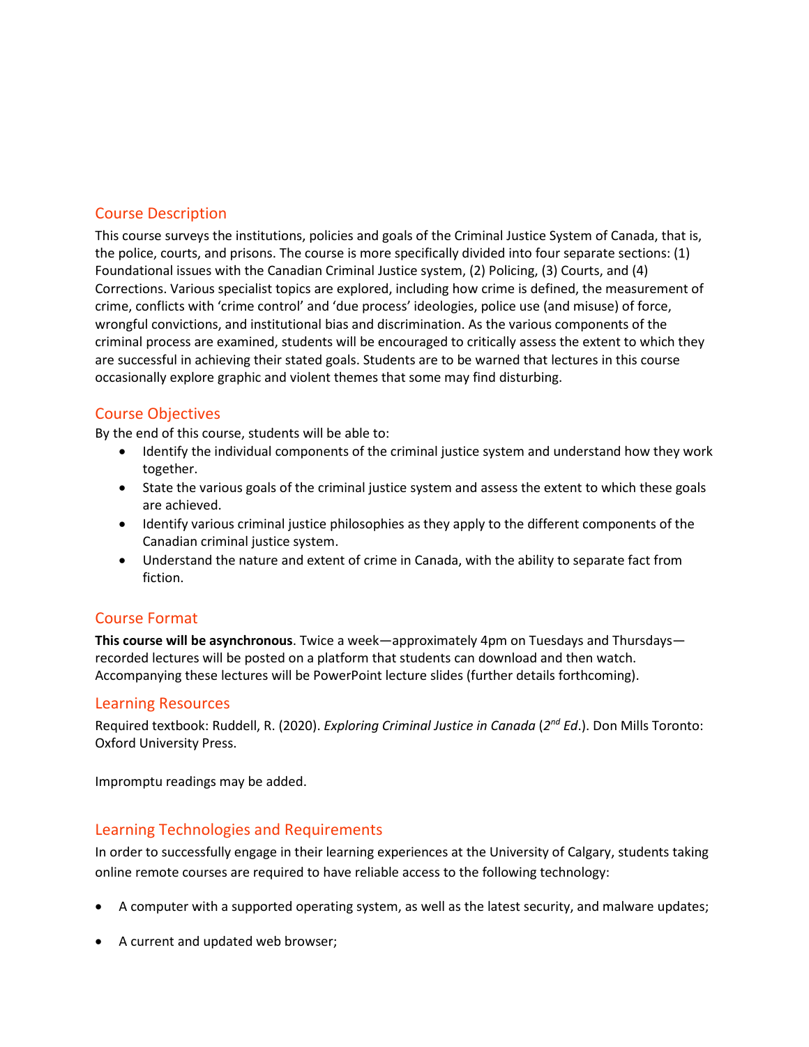## Course Description

This course surveys the institutions, policies and goals of the Criminal Justice System of Canada, that is, the police, courts, and prisons. The course is more specifically divided into four separate sections: (1) Foundational issues with the Canadian Criminal Justice system, (2) Policing, (3) Courts, and (4) Corrections. Various specialist topics are explored, including how crime is defined, the measurement of crime, conflicts with 'crime control' and 'due process' ideologies, police use (and misuse) of force, wrongful convictions, and institutional bias and discrimination. As the various components of the criminal process are examined, students will be encouraged to critically assess the extent to which they are successful in achieving their stated goals. Students are to be warned that lectures in this course occasionally explore graphic and violent themes that some may find disturbing.

## Course Objectives

By the end of this course, students will be able to:

- Identify the individual components of the criminal justice system and understand how they work together.
- State the various goals of the criminal justice system and assess the extent to which these goals are achieved.
- Identify various criminal justice philosophies as they apply to the different components of the Canadian criminal justice system.
- Understand the nature and extent of crime in Canada, with the ability to separate fact from fiction.

## Course Format

**This course will be asynchronous**. Twice a week—approximately 4pm on Tuesdays and Thursdays—recorded lectures will be posted on a platform that students can download and then watch. Accompanying these lectures will be PowerPoint lecture slides (further details forthcoming).

## Learning Resources

Required textbook: Ruddell, R. (2020). *Exploring Criminal Justice in Canada* (*2nd Ed*.). Don Mills Toronto: Oxford University Press.

Impromptu readings may be added.

## Learning Technologies and Requirements

In order to successfully engage in their learning experiences at the University of Calgary, students taking online remote courses are required to have reliable access to the following technology:

- A computer with a supported operating system, as well as the latest security, and malware updates;
- A current and updated web browser;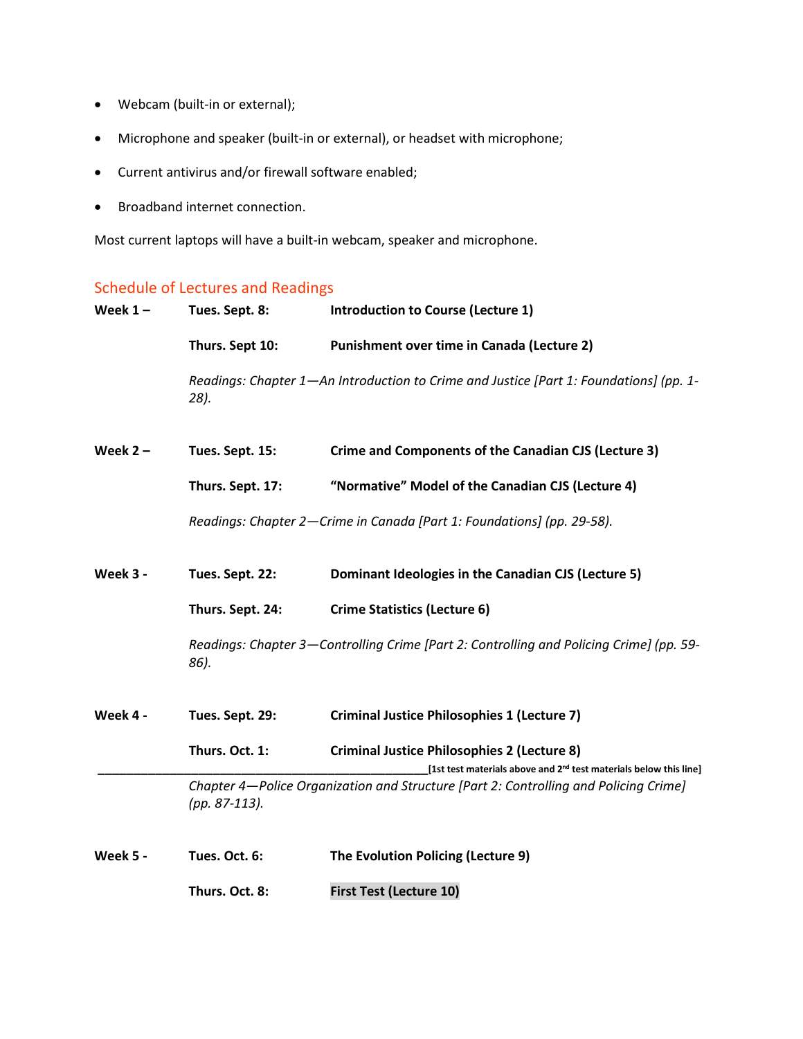- Webcam (built-in or external);
- Microphone and speaker (built-in or external), or headset with microphone;
- Current antivirus and/or firewall software enabled;
- Broadband internet connection.

Most current laptops will have a built-in webcam, speaker and microphone.

## Schedule of Lectures and Readings

**Week 1 –** **Tues. Sept. 8:** **Introduction to Course (Lecture 1)**

**Thurs. Sept 10:** **Punishment over time in Canada (Lecture 2)**

*Readings: Chapter 1—An Introduction to Crime and Justice [Part 1: Foundations] (pp. 1-28).*

**Week 2 –** **Tues. Sept. 15:** **Crime and Components of the Canadian CJS (Lecture 3)**

**Thurs. Sept. 17:** **"Normative" Model of the Canadian CJS (Lecture 4)**

*Readings: Chapter 2—Crime in Canada [Part 1: Foundations] (pp. 29-58).*

**Week 3 -** **Tues. Sept. 22:** **Dominant Ideologies in the Canadian CJS (Lecture 5)**

**Thurs. Sept. 24:** **Crime Statistics (Lecture 6)**

*Readings: Chapter 3—Controlling Crime [Part 2: Controlling and Policing Crime] (pp. 59-86).*

**Week 4 -** **Tues. Sept. 29:** **Criminal Justice Philosophies 1 (Lecture 7)**

**Thurs. Oct. 1:** **Criminal Justice Philosophies 2 (Lecture 8)**

___________________________________________________ **[1st test materials above and 2nd test materials below this line]**

*Chapter 4—Police Organization and Structure [Part 2: Controlling and Policing Crime] (pp. 87-113).*

**Week 5 -** **Tues. Oct. 6:** **The Evolution Policing (Lecture 9)**

**Thurs. Oct. 8:** **First Test (Lecture 10)**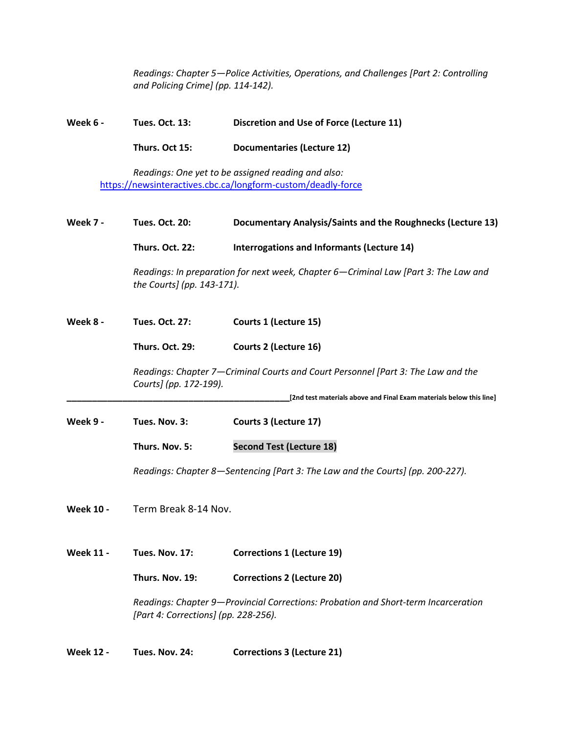*Readings: Chapter 5—Police Activities, Operations, and Challenges [Part 2: Controlling and Policing Crime] (pp. 114-142).*

**Week 6 -** **Tues. Oct. 13:** **Discretion and Use of Force (Lecture 11)**

**Thurs. Oct 15:** **Documentaries (Lecture 12)**

*Readings: One yet to be assigned reading and also:* https://newsinteractives.cbc.ca/longform-custom/deadly-force

**Week 7 -** **Tues. Oct. 20:** **Documentary Analysis/Saints and the Roughnecks (Lecture 13)**

**Thurs. Oct. 22:** **Interrogations and Informants (Lecture 14)**

*Readings: In preparation for next week, Chapter 6—Criminal Law [Part 3: The Law and the Courts] (pp. 143-171).*

**Week 8 -** **Tues. Oct. 27:** **Courts 1 (Lecture 15)**

**Thurs. Oct. 29:** **Courts 2 (Lecture 16)**

*Readings: Chapter 7—Criminal Courts and Court Personnel [Part 3: The Law and the Courts] (pp. 172-199).*

_______________________________________________**[2nd test materials above and Final Exam materials below this line]**

**Week 9 -** **Tues. Nov. 3:** **Courts 3 (Lecture 17)**

**Thurs. Nov. 5:** **Second Test (Lecture 18)**

*Readings: Chapter 8—Sentencing [Part 3: The Law and the Courts] (pp. 200-227).*

**Week 10 -** Term Break 8-14 Nov.

**Week 11 -** **Tues. Nov. 17:** **Corrections 1 (Lecture 19)**

**Thurs. Nov. 19:** **Corrections 2 (Lecture 20)**

*Readings: Chapter 9—Provincial Corrections: Probation and Short-term Incarceration [Part 4: Corrections] (pp. 228-256).*

**Week 12 -** **Tues. Nov. 24:** **Corrections 3 (Lecture 21)**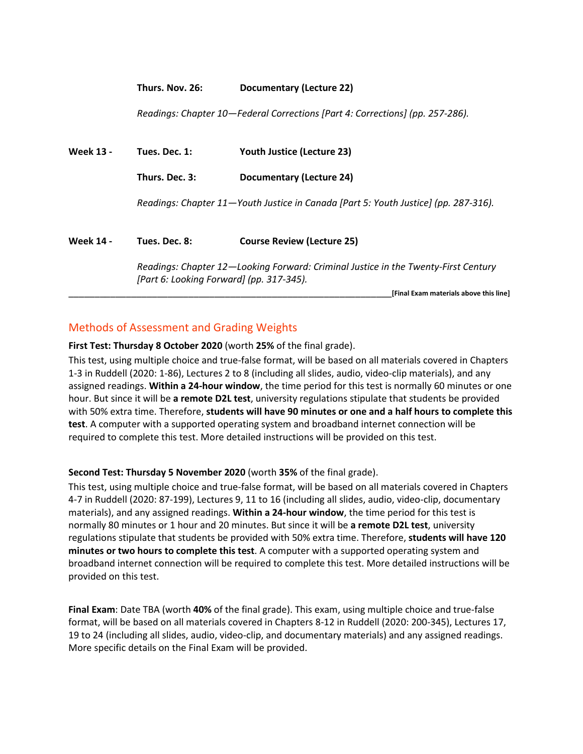**Thurs. Nov. 26:** **Documentary (Lecture 22)**

*Readings: Chapter 10—Federal Corrections [Part 4: Corrections] (pp. 257-286).*

**Week 13 -** **Tues. Dec. 1:** **Youth Justice (Lecture 23)**

**Thurs. Dec. 3:** **Documentary (Lecture 24)**

*Readings: Chapter 11—Youth Justice in Canada [Part 5: Youth Justice] (pp. 287-316).*

**Week 14 -** **Tues. Dec. 8:** **Course Review (Lecture 25)**

*Readings: Chapter 12—Looking Forward: Criminal Justice in the Twenty-First Century [Part 6: Looking Forward] (pp. 317-345).*

___________________________________________________________________**[Final Exam materials above this line]**

## Methods of Assessment and Grading Weights

**First Test: Thursday 8 October 2020** (worth **25%** of the final grade).

This test, using multiple choice and true-false format, will be based on all materials covered in Chapters 1-3 in Ruddell (2020: 1-86), Lectures 2 to 8 (including all slides, audio, video-clip materials), and any assigned readings. **Within a 24-hour window**, the time period for this test is normally 60 minutes or one hour. But since it will be **a remote D2L test**, university regulations stipulate that students be provided with 50% extra time. Therefore, **students will have 90 minutes or one and a half hours to complete this test**. A computer with a supported operating system and broadband internet connection will be required to complete this test. More detailed instructions will be provided on this test.

**Second Test: Thursday 5 November 2020** (worth **35%** of the final grade).

This test, using multiple choice and true-false format, will be based on all materials covered in Chapters 4-7 in Ruddell (2020: 87-199), Lectures 9, 11 to 16 (including all slides, audio, video-clip, documentary materials), and any assigned readings. **Within a 24-hour window**, the time period for this test is normally 80 minutes or 1 hour and 20 minutes. But since it will be **a remote D2L test**, university regulations stipulate that students be provided with 50% extra time. Therefore, **students will have 120 minutes or two hours to complete this test**. A computer with a supported operating system and broadband internet connection will be required to complete this test. More detailed instructions will be provided on this test.

**Final Exam**: Date TBA (worth **40%** of the final grade). This exam, using multiple choice and true-false format, will be based on all materials covered in Chapters 8-12 in Ruddell (2020: 200-345), Lectures 17, 19 to 24 (including all slides, audio, video-clip, and documentary materials) and any assigned readings. More specific details on the Final Exam will be provided.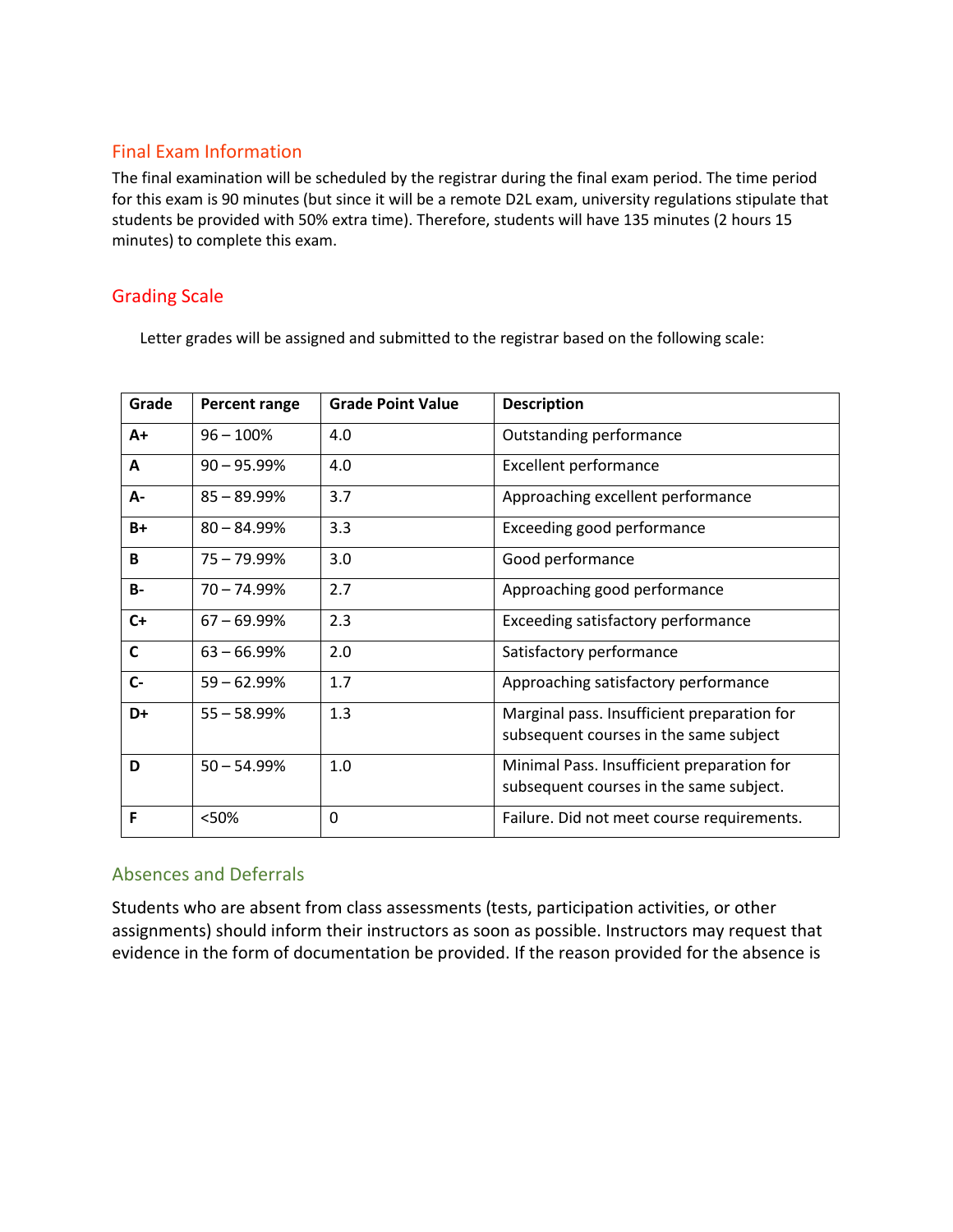## Final Exam Information

The final examination will be scheduled by the registrar during the final exam period. The time period for this exam is 90 minutes (but since it will be a remote D2L exam, university regulations stipulate that students be provided with 50% extra time). Therefore, students will have 135 minutes (2 hours 15 minutes) to complete this exam.

## Grading Scale

Letter grades will be assigned and submitted to the registrar based on the following scale:

| Grade | Percent range | Grade Point Value | Description |
|---|---|---|---|
| **A+** | 96 – 100% | 4.0 | Outstanding performance |
| **A** | 90 – 95.99% | 4.0 | Excellent performance |
| **A-** | 85 – 89.99% | 3.7 | Approaching excellent performance |
| **B+** | 80 – 84.99% | 3.3 | Exceeding good performance |
| **B** | 75 – 79.99% | 3.0 | Good performance |
| **B-** | 70 – 74.99% | 2.7 | Approaching good performance |
| **C+** | 67 – 69.99% | 2.3 | Exceeding satisfactory performance |
| **C** | 63 – 66.99% | 2.0 | Satisfactory performance |
| **C-** | 59 – 62.99% | 1.7 | Approaching satisfactory performance |
| **D+** | 55 – 58.99% | 1.3 | Marginal pass. Insufficient preparation for subsequent courses in the same subject |
| **D** | 50 – 54.99% | 1.0 | Minimal Pass. Insufficient preparation for subsequent courses in the same subject. |
| **F** | <50% | 0 | Failure. Did not meet course requirements. |

## Absences and Deferrals

Students who are absent from class assessments (tests, participation activities, or other assignments) should inform their instructors as soon as possible. Instructors may request that evidence in the form of documentation be provided. If the reason provided for the absence is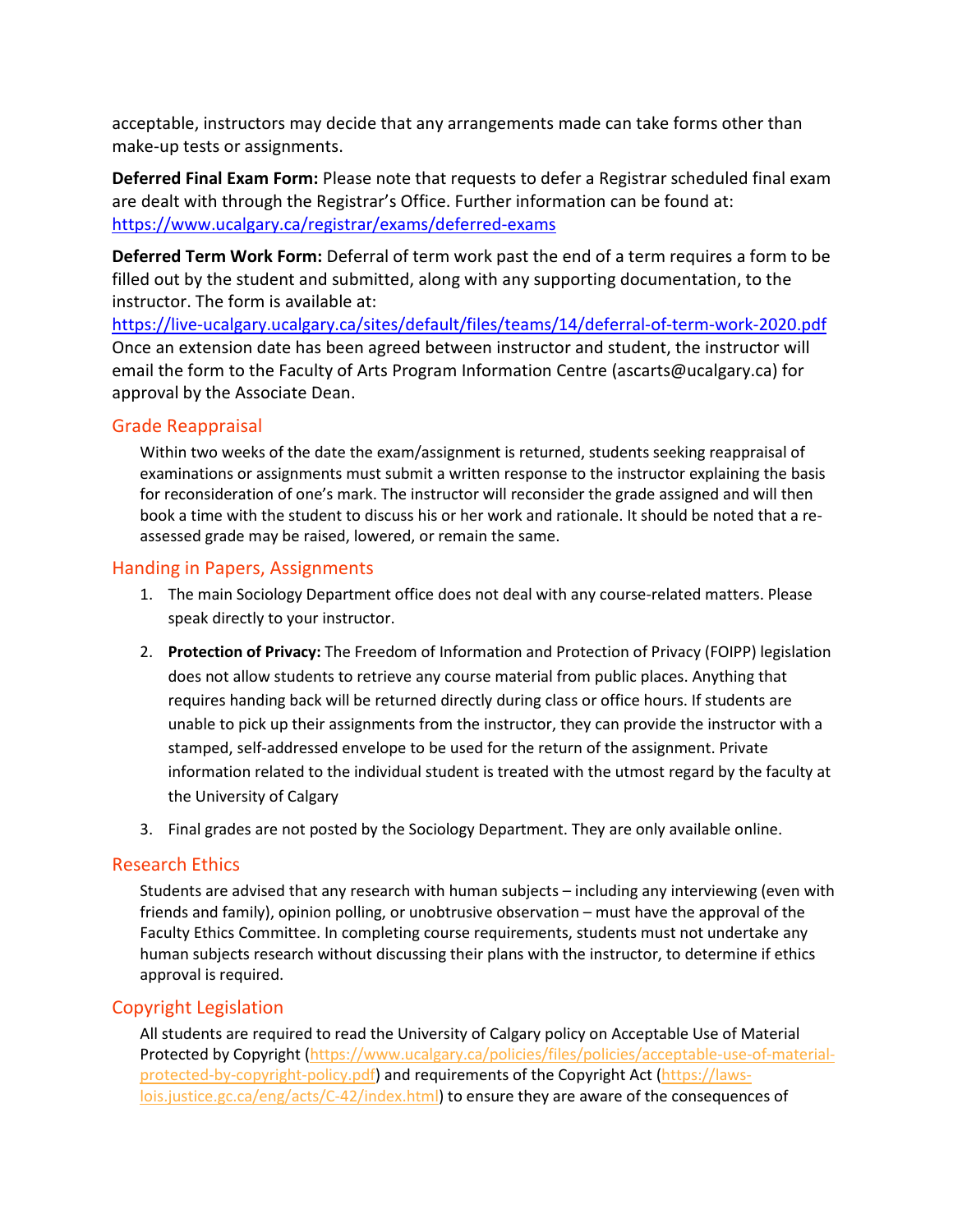acceptable, instructors may decide that any arrangements made can take forms other than make-up tests or assignments.

**Deferred Final Exam Form:** Please note that requests to defer a Registrar scheduled final exam are dealt with through the Registrar's Office. Further information can be found at: https://www.ucalgary.ca/registrar/exams/deferred-exams

**Deferred Term Work Form:** Deferral of term work past the end of a term requires a form to be filled out by the student and submitted, along with any supporting documentation, to the instructor. The form is available at: https://live-ucalgary.ucalgary.ca/sites/default/files/teams/14/deferral-of-term-work-2020.pdf
Once an extension date has been agreed between instructor and student, the instructor will email the form to the Faculty of Arts Program Information Centre (ascarts@ucalgary.ca) for approval by the Associate Dean.

## Grade Reappraisal

Within two weeks of the date the exam/assignment is returned, students seeking reappraisal of examinations or assignments must submit a written response to the instructor explaining the basis for reconsideration of one's mark. The instructor will reconsider the grade assigned and will then book a time with the student to discuss his or her work and rationale. It should be noted that a re-assessed grade may be raised, lowered, or remain the same.

## Handing in Papers, Assignments

1. The main Sociology Department office does not deal with any course-related matters. Please speak directly to your instructor.
2. **Protection of Privacy:** The Freedom of Information and Protection of Privacy (FOIPP) legislation does not allow students to retrieve any course material from public places. Anything that requires handing back will be returned directly during class or office hours. If students are unable to pick up their assignments from the instructor, they can provide the instructor with a stamped, self-addressed envelope to be used for the return of the assignment. Private information related to the individual student is treated with the utmost regard by the faculty at the University of Calgary
3. Final grades are not posted by the Sociology Department. They are only available online.

## Research Ethics

Students are advised that any research with human subjects – including any interviewing (even with friends and family), opinion polling, or unobtrusive observation – must have the approval of the Faculty Ethics Committee. In completing course requirements, students must not undertake any human subjects research without discussing their plans with the instructor, to determine if ethics approval is required.

## Copyright Legislation

All students are required to read the University of Calgary policy on Acceptable Use of Material Protected by Copyright (https://www.ucalgary.ca/policies/files/policies/acceptable-use-of-material-protected-by-copyright-policy.pdf) and requirements of the Copyright Act (https://laws-lois.justice.gc.ca/eng/acts/C-42/index.html) to ensure they are aware of the consequences of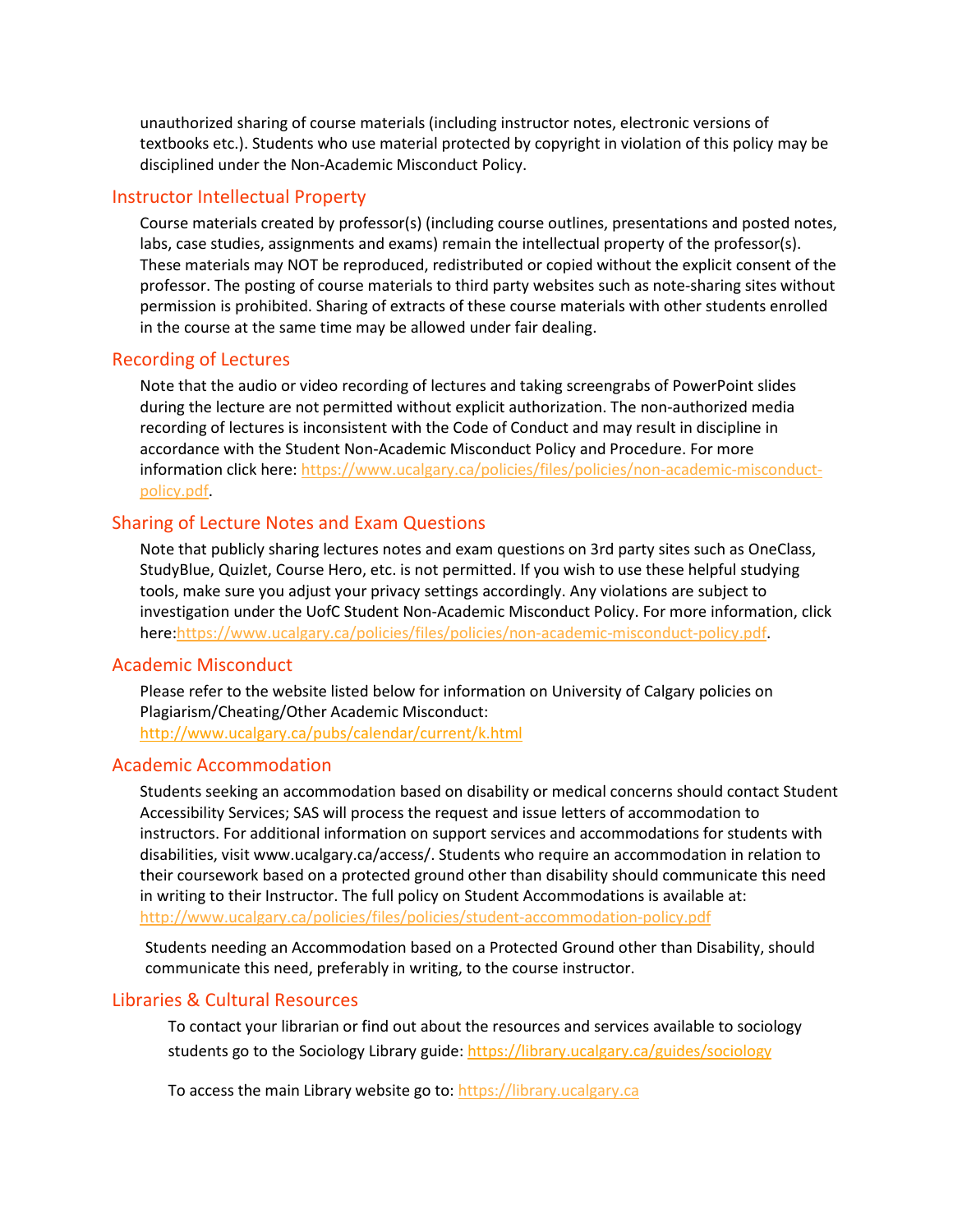unauthorized sharing of course materials (including instructor notes, electronic versions of textbooks etc.). Students who use material protected by copyright in violation of this policy may be disciplined under the Non-Academic Misconduct Policy.

## Instructor Intellectual Property

Course materials created by professor(s) (including course outlines, presentations and posted notes, labs, case studies, assignments and exams) remain the intellectual property of the professor(s). These materials may NOT be reproduced, redistributed or copied without the explicit consent of the professor. The posting of course materials to third party websites such as note-sharing sites without permission is prohibited. Sharing of extracts of these course materials with other students enrolled in the course at the same time may be allowed under fair dealing.

## Recording of Lectures

Note that the audio or video recording of lectures and taking screengrabs of PowerPoint slides during the lecture are not permitted without explicit authorization. The non-authorized media recording of lectures is inconsistent with the Code of Conduct and may result in discipline in accordance with the Student Non-Academic Misconduct Policy and Procedure. For more information click here: https://www.ucalgary.ca/policies/files/policies/non-academic-misconduct-policy.pdf.

## Sharing of Lecture Notes and Exam Questions

Note that publicly sharing lectures notes and exam questions on 3rd party sites such as OneClass, StudyBlue, Quizlet, Course Hero, etc. is not permitted. If you wish to use these helpful studying tools, make sure you adjust your privacy settings accordingly. Any violations are subject to investigation under the UofC Student Non-Academic Misconduct Policy. For more information, click here:https://www.ucalgary.ca/policies/files/policies/non-academic-misconduct-policy.pdf.

## Academic Misconduct

Please refer to the website listed below for information on University of Calgary policies on Plagiarism/Cheating/Other Academic Misconduct:
http://www.ucalgary.ca/pubs/calendar/current/k.html

## Academic Accommodation

Students seeking an accommodation based on disability or medical concerns should contact Student Accessibility Services; SAS will process the request and issue letters of accommodation to instructors. For additional information on support services and accommodations for students with disabilities, visit www.ucalgary.ca/access/. Students who require an accommodation in relation to their coursework based on a protected ground other than disability should communicate this need in writing to their Instructor. The full policy on Student Accommodations is available at:
http://www.ucalgary.ca/policies/files/policies/student-accommodation-policy.pdf

Students needing an Accommodation based on a Protected Ground other than Disability, should communicate this need, preferably in writing, to the course instructor.

## Libraries & Cultural Resources

To contact your librarian or find out about the resources and services available to sociology students go to the Sociology Library guide: https://library.ucalgary.ca/guides/sociology

To access the main Library website go to: https://library.ucalgary.ca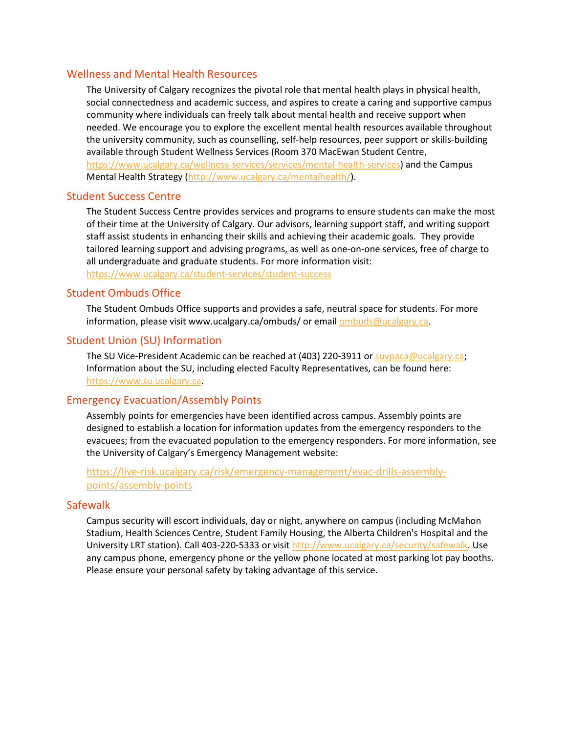## Wellness and Mental Health Resources

The University of Calgary recognizes the pivotal role that mental health plays in physical health, social connectedness and academic success, and aspires to create a caring and supportive campus community where individuals can freely talk about mental health and receive support when needed. We encourage you to explore the excellent mental health resources available throughout the university community, such as counselling, self-help resources, peer support or skills-building available through Student Wellness Services (Room 370 MacEwan Student Centre, https://www.ucalgary.ca/wellness-services/services/mental-health-services) and the Campus Mental Health Strategy (http://www.ucalgary.ca/mentalhealth/).

## Student Success Centre

The Student Success Centre provides services and programs to ensure students can make the most of their time at the University of Calgary. Our advisors, learning support staff, and writing support staff assist students in enhancing their skills and achieving their academic goals. They provide tailored learning support and advising programs, as well as one-on-one services, free of charge to all undergraduate and graduate students. For more information visit: https://www.ucalgary.ca/student-services/student-success

## Student Ombuds Office

The Student Ombuds Office supports and provides a safe, neutral space for students. For more information, please visit www.ucalgary.ca/ombuds/ or email ombuds@ucalgary.ca.

## Student Union (SU) Information

The SU Vice-President Academic can be reached at (403) 220-3911 or suvpaca@ucalgary.ca; Information about the SU, including elected Faculty Representatives, can be found here: https://www.su.ucalgary.ca.

## Emergency Evacuation/Assembly Points

Assembly points for emergencies have been identified across campus. Assembly points are designed to establish a location for information updates from the emergency responders to the evacuees; from the evacuated population to the emergency responders. For more information, see the University of Calgary's Emergency Management website:

https://live-risk.ucalgary.ca/risk/emergency-management/evac-drills-assembly-points/assembly-points

## Safewalk

Campus security will escort individuals, day or night, anywhere on campus (including McMahon Stadium, Health Sciences Centre, Student Family Housing, the Alberta Children's Hospital and the University LRT station). Call 403-220-5333 or visit http://www.ucalgary.ca/security/safewalk. Use any campus phone, emergency phone or the yellow phone located at most parking lot pay booths. Please ensure your personal safety by taking advantage of this service.